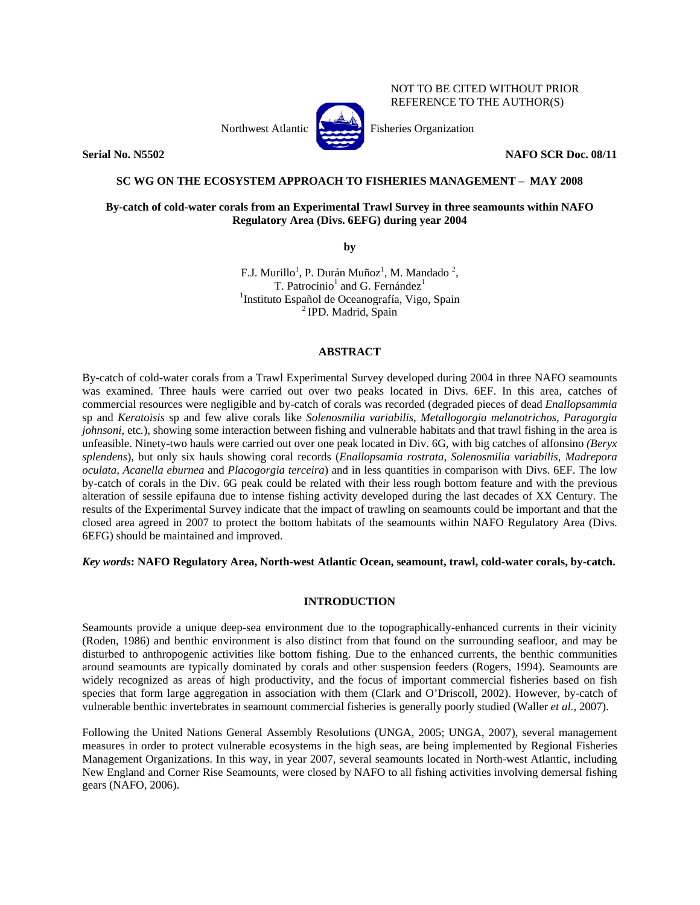NOT TO BE CITED WITHOUT PRIOR REFERENCE TO THE AUTHOR(S)

Northwest Atlantic Fisheries Organization

**Serial No. N5502** **NAFO SCR Doc. 08/11**

**SC WG ON THE ECOSYSTEM APPROACH TO FISHERIES MANAGEMENT – MAY 2008**

**By-catch of cold-water corals from an Experimental Trawl Survey in three seamounts within NAFO Regulatory Area (Divs. 6EFG) during year 2004**

**by**

F.J. Murillo[1], P. Durán Muñoz[1], M. Mandado [2], T. Patrocinio[1] and G. Fernández[1]
[1]Instituto Español de Oceanografía, Vigo, Spain
[2] IPD. Madrid, Spain

## ABSTRACT

By-catch of cold-water corals from a Trawl Experimental Survey developed during 2004 in three NAFO seamounts was examined. Three hauls were carried out over two peaks located in Divs. 6EF. In this area, catches of commercial resources were negligible and by-catch of corals was recorded (degraded pieces of dead *Enallopsammia* sp and *Keratoisis* sp and few alive corals like *Solenosmilia variabilis*, *Metallogorgia melanotrichos*, *Paragorgia johnsoni*, etc.), showing some interaction between fishing and vulnerable habitats and that trawl fishing in the area is unfeasible. Ninety-two hauls were carried out over one peak located in Div. 6G, with big catches of alfonsino *(Beryx splendens*), but only six hauls showing coral records (*Enallopsamia rostrata*, *Solenosmilia variabilis*, *Madrepora oculata*, *Acanella eburnea* and *Placogorgia terceira*) and in less quantities in comparison with Divs. 6EF. The low by-catch of corals in the Div. 6G peak could be related with their less rough bottom feature and with the previous alteration of sessile epifauna due to intense fishing activity developed during the last decades of XX Century. The results of the Experimental Survey indicate that the impact of trawling on seamounts could be important and that the closed area agreed in 2007 to protect the bottom habitats of the seamounts within NAFO Regulatory Area (Divs. 6EFG) should be maintained and improved.

***Key words*: NAFO Regulatory Area, North-west Atlantic Ocean, seamount, trawl, cold-water corals, by-catch.**

## INTRODUCTION

Seamounts provide a unique deep-sea environment due to the topographically-enhanced currents in their vicinity (Roden, 1986) and benthic environment is also distinct from that found on the surrounding seafloor, and may be disturbed to anthropogenic activities like bottom fishing. Due to the enhanced currents, the benthic communities around seamounts are typically dominated by corals and other suspension feeders (Rogers, 1994). Seamounts are widely recognized as areas of high productivity, and the focus of important commercial fisheries based on fish species that form large aggregation in association with them (Clark and O'Driscoll, 2002). However, by-catch of vulnerable benthic invertebrates in seamount commercial fisheries is generally poorly studied (Waller *et al.*, 2007).

Following the United Nations General Assembly Resolutions (UNGA, 2005; UNGA, 2007), several management measures in order to protect vulnerable ecosystems in the high seas, are being implemented by Regional Fisheries Management Organizations. In this way, in year 2007, several seamounts located in North-west Atlantic, including New England and Corner Rise Seamounts, were closed by NAFO to all fishing activities involving demersal fishing gears (NAFO, 2006).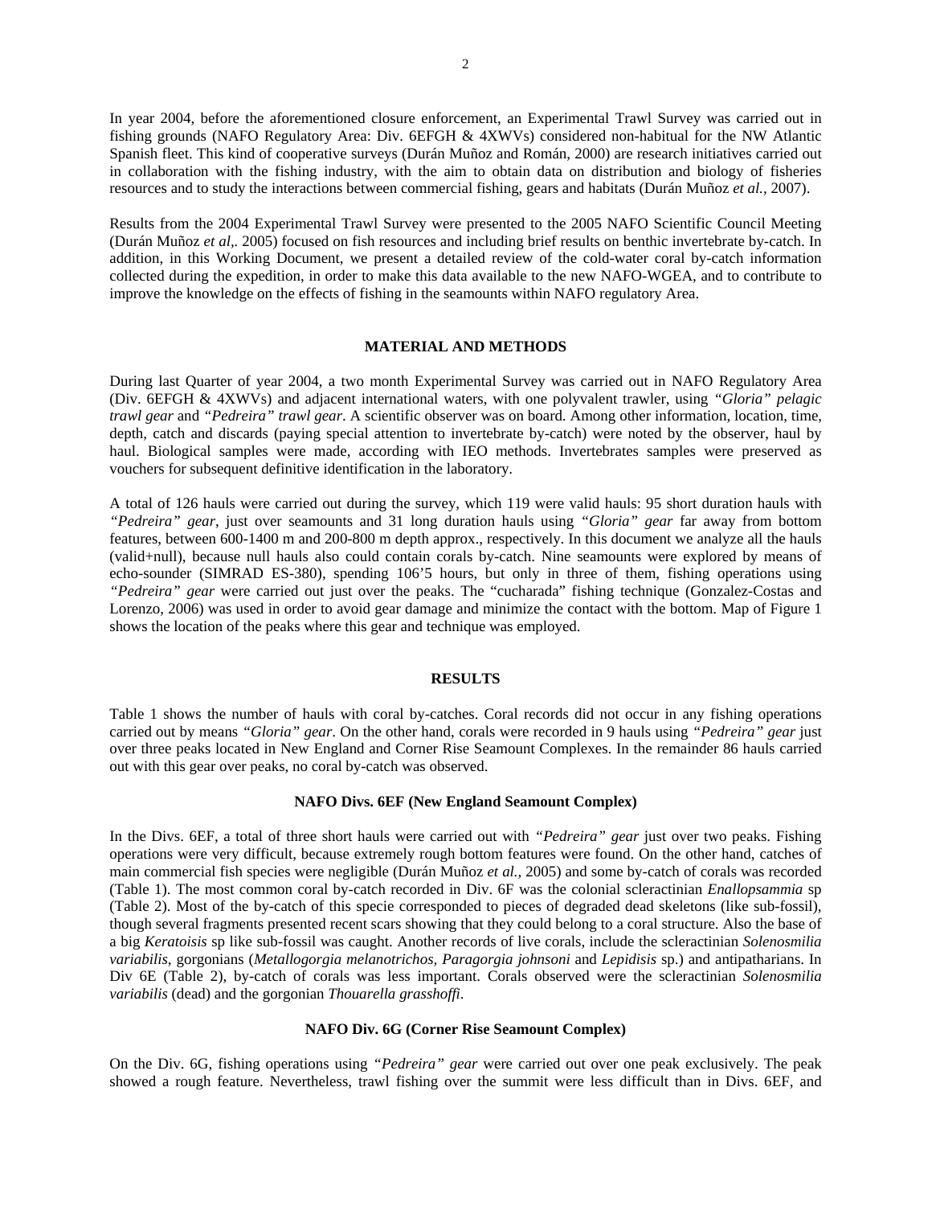In year 2004, before the aforementioned closure enforcement, an Experimental Trawl Survey was carried out in fishing grounds (NAFO Regulatory Area: Div. 6EFGH & 4XWVs) considered non-habitual for the NW Atlantic Spanish fleet. This kind of cooperative surveys (Durán Muñoz and Román, 2000) are research initiatives carried out in collaboration with the fishing industry, with the aim to obtain data on distribution and biology of fisheries resources and to study the interactions between commercial fishing, gears and habitats (Durán Muñoz *et al.*, 2007).

Results from the 2004 Experimental Trawl Survey were presented to the 2005 NAFO Scientific Council Meeting (Durán Muñoz *et al*,. 2005) focused on fish resources and including brief results on benthic invertebrate by-catch. In addition, in this Working Document, we present a detailed review of the cold-water coral by-catch information collected during the expedition, in order to make this data available to the new NAFO-WGEA, and to contribute to improve the knowledge on the effects of fishing in the seamounts within NAFO regulatory Area.

## MATERIAL AND METHODS

During last Quarter of year 2004, a two month Experimental Survey was carried out in NAFO Regulatory Area (Div. 6EFGH & 4XWVs) and adjacent international waters, with one polyvalent trawler, using *"Gloria" pelagic trawl gear* and *"Pedreira" trawl gear*. A scientific observer was on board. Among other information, location, time, depth, catch and discards (paying special attention to invertebrate by-catch) were noted by the observer, haul by haul. Biological samples were made, according with IEO methods. Invertebrates samples were preserved as vouchers for subsequent definitive identification in the laboratory.

A total of 126 hauls were carried out during the survey, which 119 were valid hauls: 95 short duration hauls with *"Pedreira" gear*, just over seamounts and 31 long duration hauls using *"Gloria" gear* far away from bottom features, between 600-1400 m and 200-800 m depth approx., respectively. In this document we analyze all the hauls (valid+null), because null hauls also could contain corals by-catch. Nine seamounts were explored by means of echo-sounder (SIMRAD ES-380), spending 106'5 hours, but only in three of them, fishing operations using *"Pedreira" gear* were carried out just over the peaks. The "cucharada" fishing technique (Gonzalez-Costas and Lorenzo, 2006) was used in order to avoid gear damage and minimize the contact with the bottom. Map of Figure 1 shows the location of the peaks where this gear and technique was employed.

## RESULTS

Table 1 shows the number of hauls with coral by-catches. Coral records did not occur in any fishing operations carried out by means *"Gloria" gear*. On the other hand, corals were recorded in 9 hauls using *"Pedreira" gear* just over three peaks located in New England and Corner Rise Seamount Complexes. In the remainder 86 hauls carried out with this gear over peaks, no coral by-catch was observed.

### NAFO Divs. 6EF (New England Seamount Complex)

In the Divs. 6EF, a total of three short hauls were carried out with *"Pedreira" gear* just over two peaks. Fishing operations were very difficult, because extremely rough bottom features were found. On the other hand, catches of main commercial fish species were negligible (Durán Muñoz *et al.*, 2005) and some by-catch of corals was recorded (Table 1). The most common coral by-catch recorded in Div. 6F was the colonial scleractinian *Enallopsammia* sp (Table 2). Most of the by-catch of this specie corresponded to pieces of degraded dead skeletons (like sub-fossil), though several fragments presented recent scars showing that they could belong to a coral structure. Also the base of a big *Keratoisis* sp like sub-fossil was caught. Another records of live corals, include the scleractinian *Solenosmilia variabilis*, gorgonians (*Metallogorgia melanotrichos, Paragorgia johnsoni* and *Lepidisis* sp.) and antipatharians. In Div 6E (Table 2), by-catch of corals was less important. Corals observed were the scleractinian *Solenosmilia variabilis* (dead) and the gorgonian *Thouarella grasshoffi*.

### NAFO Div. 6G (Corner Rise Seamount Complex)

On the Div. 6G, fishing operations using *"Pedreira" gear* were carried out over one peak exclusively. The peak showed a rough feature. Nevertheless, trawl fishing over the summit were less difficult than in Divs. 6EF, and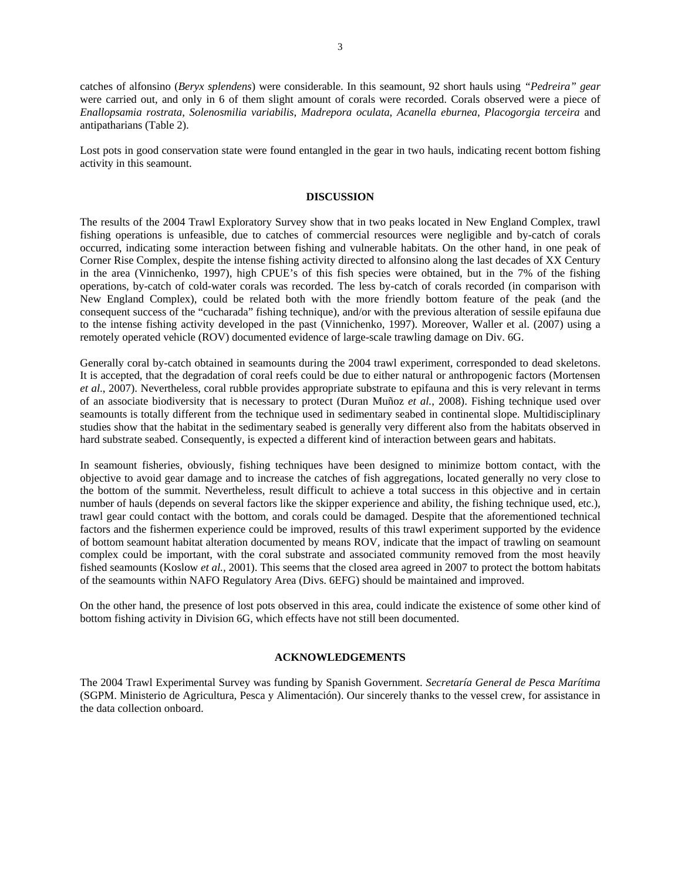catches of alfonsino (*Beryx splendens*) were considerable. In this seamount, 92 short hauls using *"Pedreira" gear* were carried out, and only in 6 of them slight amount of corals were recorded. Corals observed were a piece of *Enallopsamia rostrata*, *Solenosmilia variabilis*, *Madrepora oculata*, *Acanella eburnea*, *Placogorgia terceira* and antipatharians (Table 2).

Lost pots in good conservation state were found entangled in the gear in two hauls, indicating recent bottom fishing activity in this seamount.

## DISCUSSION

The results of the 2004 Trawl Exploratory Survey show that in two peaks located in New England Complex, trawl fishing operations is unfeasible, due to catches of commercial resources were negligible and by-catch of corals occurred, indicating some interaction between fishing and vulnerable habitats. On the other hand, in one peak of Corner Rise Complex, despite the intense fishing activity directed to alfonsino along the last decades of XX Century in the area (Vinnichenko, 1997), high CPUE's of this fish species were obtained, but in the 7% of the fishing operations, by-catch of cold-water corals was recorded. The less by-catch of corals recorded (in comparison with New England Complex), could be related both with the more friendly bottom feature of the peak (and the consequent success of the "cucharada" fishing technique), and/or with the previous alteration of sessile epifauna due to the intense fishing activity developed in the past (Vinnichenko, 1997). Moreover, Waller et al. (2007) using a remotely operated vehicle (ROV) documented evidence of large-scale trawling damage on Div. 6G.

Generally coral by-catch obtained in seamounts during the 2004 trawl experiment, corresponded to dead skeletons. It is accepted, that the degradation of coral reefs could be due to either natural or anthropogenic factors (Mortensen *et al*., 2007). Nevertheless, coral rubble provides appropriate substrate to epifauna and this is very relevant in terms of an associate biodiversity that is necessary to protect (Duran Muñoz *et al.*, 2008). Fishing technique used over seamounts is totally different from the technique used in sedimentary seabed in continental slope. Multidisciplinary studies show that the habitat in the sedimentary seabed is generally very different also from the habitats observed in hard substrate seabed. Consequently, is expected a different kind of interaction between gears and habitats.

In seamount fisheries, obviously, fishing techniques have been designed to minimize bottom contact, with the objective to avoid gear damage and to increase the catches of fish aggregations, located generally no very close to the bottom of the summit. Nevertheless, result difficult to achieve a total success in this objective and in certain number of hauls (depends on several factors like the skipper experience and ability, the fishing technique used, etc.), trawl gear could contact with the bottom, and corals could be damaged. Despite that the aforementioned technical factors and the fishermen experience could be improved, results of this trawl experiment supported by the evidence of bottom seamount habitat alteration documented by means ROV, indicate that the impact of trawling on seamount complex could be important, with the coral substrate and associated community removed from the most heavily fished seamounts (Koslow *et al.,* 2001). This seems that the closed area agreed in 2007 to protect the bottom habitats of the seamounts within NAFO Regulatory Area (Divs. 6EFG) should be maintained and improved.

On the other hand, the presence of lost pots observed in this area, could indicate the existence of some other kind of bottom fishing activity in Division 6G, which effects have not still been documented.

## ACKNOWLEDGEMENTS

The 2004 Trawl Experimental Survey was funding by Spanish Government. *Secretaría General de Pesca Marítima* (SGPM. Ministerio de Agricultura, Pesca y Alimentación). Our sincerely thanks to the vessel crew, for assistance in the data collection onboard.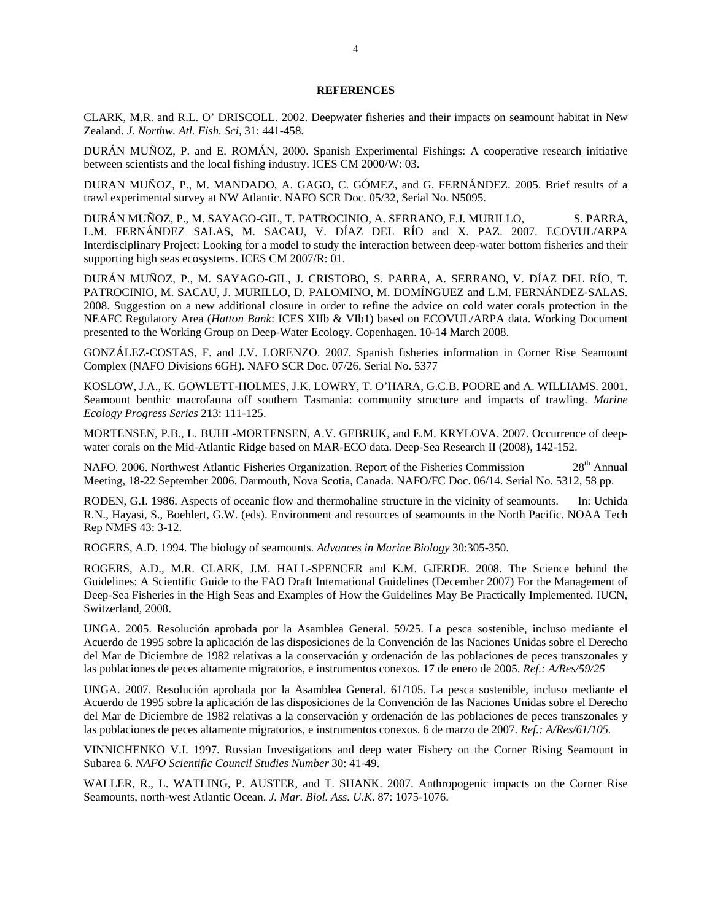## REFERENCES

CLARK, M.R. and R.L. O' DRISCOLL. 2002. Deepwater fisheries and their impacts on seamount habitat in New Zealand. *J. Northw. Atl. Fish. Sci*, 31: 441-458.

DURÁN MUÑOZ, P. and E. ROMÁN, 2000. Spanish Experimental Fishings: A cooperative research initiative between scientists and the local fishing industry. ICES CM 2000/W: 03.

DURAN MUÑOZ, P., M. MANDADO, A. GAGO, C. GÓMEZ, and G. FERNÁNDEZ. 2005. Brief results of a trawl experimental survey at NW Atlantic. NAFO SCR Doc. 05/32, Serial No. N5095.

DURÁN MUÑOZ, P., M. SAYAGO-GIL, T. PATROCINIO, A. SERRANO, F.J. MURILLO, S. PARRA, L.M. FERNÁNDEZ SALAS, M. SACAU, V. DÍAZ DEL RÍO and X. PAZ. 2007. ECOVUL/ARPA Interdisciplinary Project: Looking for a model to study the interaction between deep-water bottom fisheries and their supporting high seas ecosystems. ICES CM 2007/R: 01.

DURÁN MUÑOZ, P., M. SAYAGO-GIL, J. CRISTOBO, S. PARRA, A. SERRANO, V. DÍAZ DEL RÍO, T. PATROCINIO, M. SACAU, J. MURILLO, D. PALOMINO, M. DOMÍNGUEZ and L.M. FERNÁNDEZ-SALAS. 2008. Suggestion on a new additional closure in order to refine the advice on cold water corals protection in the NEAFC Regulatory Area (*Hatton Bank*: ICES XIIb & VIb1) based on ECOVUL/ARPA data. Working Document presented to the Working Group on Deep-Water Ecology. Copenhagen. 10-14 March 2008.

GONZÁLEZ-COSTAS, F. and J.V. LORENZO. 2007. Spanish fisheries information in Corner Rise Seamount Complex (NAFO Divisions 6GH). NAFO SCR Doc. 07/26, Serial No. 5377

KOSLOW, J.A., K. GOWLETT-HOLMES, J.K. LOWRY, T. O'HARA, G.C.B. POORE and A. WILLIAMS. 2001. Seamount benthic macrofauna off southern Tasmania: community structure and impacts of trawling. *Marine Ecology Progress Series* 213: 111-125.

MORTENSEN, P.B., L. BUHL-MORTENSEN, A.V. GEBRUK, and E.M. KRYLOVA. 2007. Occurrence of deep-water corals on the Mid-Atlantic Ridge based on MAR-ECO data. Deep-Sea Research II (2008), 142-152.

NAFO. 2006. Northwest Atlantic Fisheries Organization. Report of the Fisheries Commission 28th Annual Meeting, 18-22 September 2006. Darmouth, Nova Scotia, Canada. NAFO/FC Doc. 06/14. Serial No. 5312, 58 pp.

RODEN, G.I. 1986. Aspects of oceanic flow and thermohaline structure in the vicinity of seamounts. In: Uchida R.N., Hayasi, S., Boehlert, G.W. (eds). Environment and resources of seamounts in the North Pacific. NOAA Tech Rep NMFS 43: 3-12.

ROGERS, A.D. 1994. The biology of seamounts. *Advances in Marine Biology* 30:305-350.

ROGERS, A.D., M.R. CLARK, J.M. HALL-SPENCER and K.M. GJERDE. 2008. The Science behind the Guidelines: A Scientific Guide to the FAO Draft International Guidelines (December 2007) For the Management of Deep-Sea Fisheries in the High Seas and Examples of How the Guidelines May Be Practically Implemented. IUCN, Switzerland, 2008.

UNGA. 2005. Resolución aprobada por la Asamblea General. 59/25. La pesca sostenible, incluso mediante el Acuerdo de 1995 sobre la aplicación de las disposiciones de la Convención de las Naciones Unidas sobre el Derecho del Mar de Diciembre de 1982 relativas a la conservación y ordenación de las poblaciones de peces transzonales y las poblaciones de peces altamente migratorios, e instrumentos conexos. 17 de enero de 2005. *Ref.: A/Res/59/25*

UNGA. 2007. Resolución aprobada por la Asamblea General. 61/105. La pesca sostenible, incluso mediante el Acuerdo de 1995 sobre la aplicación de las disposiciones de la Convención de las Naciones Unidas sobre el Derecho del Mar de Diciembre de 1982 relativas a la conservación y ordenación de las poblaciones de peces transzonales y las poblaciones de peces altamente migratorios, e instrumentos conexos. 6 de marzo de 2007. *Ref.: A/Res/61/105.*

VINNICHENKO V.I. 1997. Russian Investigations and deep water Fishery on the Corner Rising Seamount in Subarea 6. *NAFO Scientific Council Studies Number* 30: 41-49.

WALLER, R., L. WATLING, P. AUSTER, and T. SHANK. 2007. Anthropogenic impacts on the Corner Rise Seamounts, north-west Atlantic Ocean. *J. Mar. Biol. Ass. U.K*. 87: 1075-1076.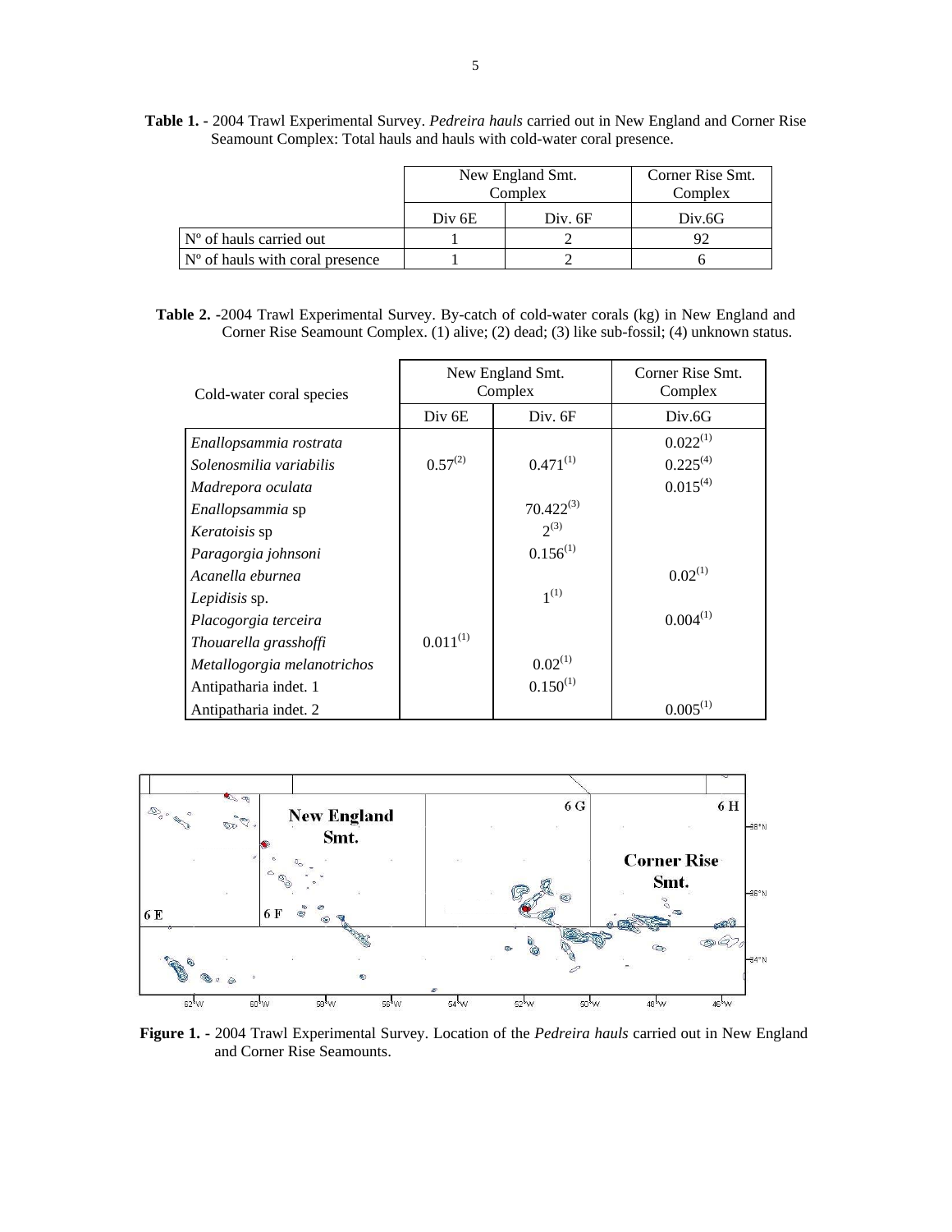**Table 1.** - 2004 Trawl Experimental Survey. *Pedreira hauls* carried out in New England and Corner Rise Seamount Complex: Total hauls and hauls with cold-water coral presence.

| | New England Smt. Complex | | Corner Rise Smt. Complex |
|---|---|---|---|
| | Div 6E | Div. 6F | Div.6G |
| Nº of hauls carried out | 1 | 2 | 92 |
| Nº of hauls with coral presence | 1 | 2 | 6 |

**Table 2.** -2004 Trawl Experimental Survey. By-catch of cold-water corals (kg) in New England and Corner Rise Seamount Complex. (1) alive; (2) dead; (3) like sub-fossil; (4) unknown status.

| Cold-water coral species | New England Smt. Complex | | Corner Rise Smt. Complex |
|---|---|---|---|
| | Div 6E | Div. 6F | Div.6G |
| *Enallopsammia rostrata* | | | 0.022 (1) |
| *Solenosmilia variabilis* | 0.57 (2) | 0.471 (1) | 0.225 (4) |
| *Madrepora oculata* | | | 0.015 (4) |
| *Enallopsammia* sp | | 70.422 (3) | |
| *Keratoisis* sp | | 2 (3) | |
| *Paragorgia johnsoni* | | 0.156 (1) | |
| *Acanella eburnea* | | | 0.02 (1) |
| *Lepidisis* sp. | | 1 (1) | |
| *Placogorgia terceira* | | | 0.004 (1) |
| *Thouarella grasshoffi* | 0.011 (1) | | |
| *Metallogorgia melanotrichos* | | 0.02 (1) | |
| Antipatharia indet. 1 | | 0.150 (1) | |
| Antipatharia indet. 2 | | | 0.005 (1) |

New England Smt.
Corner Rise Smt.
6 E
6 F
6 G
6 H
38°N
36°N
34°N
62°W 60°W 58°W 56°W 54°W 52°W 50°W 48°W 46°W

**Figure 1.** - 2004 Trawl Experimental Survey. Location of the *Pedreira hauls* carried out in New England and Corner Rise Seamounts.